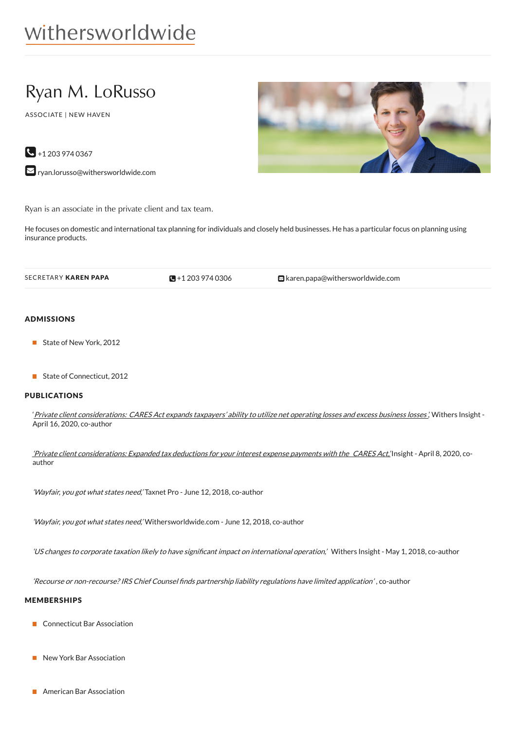withersworldwide

# Ryan M. LoRusso

ASSOCIATE | NEW HAVEN

+1 203 974 0367

ryan.lorusso@withersworldwide.com

Ryan is an associate in the private client and tax team.

He focuses on domestic and international tax planning for individuals and closely held businesses. He has a particular focus on planning using insurance products.

SECRETARY **KAREN PAPA** +1 203 974 0306 karen.papa@withersworldwide.com

## ADMISSIONS

- State of New York, 2012
- State of Connecticut, 2012

## PUBLICATIONS

'*Private client considerations: CARES Act expands taxpayers' ability to utilize net operating losses and excess business losses*,' Withers Insight - April 16, 2020, co-author

'*Private client considerations: Expanded tax deductions for your interest expense payments with the CARES Act*,' Insight - April 8, 2020, co-author

'*Wayfair, you got what states need*,' Taxnet Pro - June 12, 2018, co-author

'*Wayfair, you got what states need*,' Withersworldwide.com - June 12, 2018, co-author

'*US changes to corporate taxation likely to have significant impact on international operation*,' Withers Insight - May 1, 2018, co-author

'*Recourse or non-recourse? IRS Chief Counsel finds partnership liability regulations have limited application*' , co-author

## MEMBERSHIPS

- Connecticut Bar Association
- New York Bar Association
- American Bar Association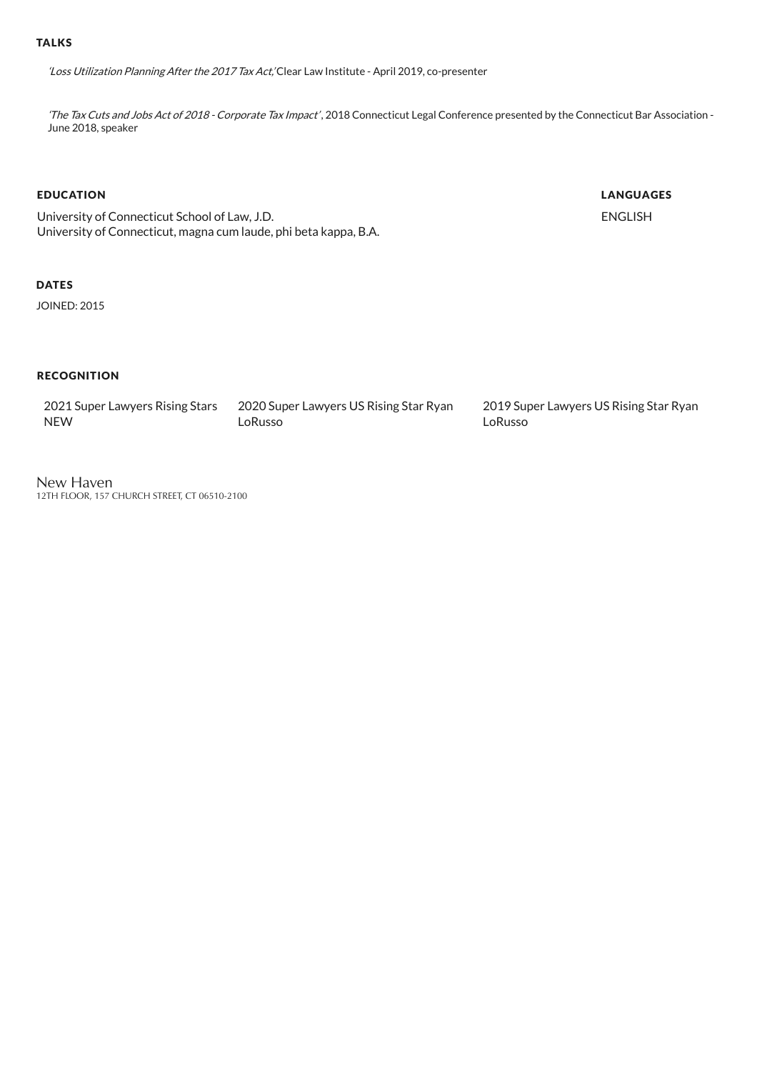## TALKS

*'Loss Utilization Planning After the 2017 Tax Act,'* Clear Law Institute - April 2019, co-presenter

*'The Tax Cuts and Jobs Act of 2018 - Corporate Tax Impact'*, 2018 Connecticut Legal Conference presented by the Connecticut Bar Association - June 2018, speaker

## EDUCATION

University of Connecticut School of Law, J.D.
University of Connecticut, magna cum laude, phi beta kappa, B.A.

## LANGUAGES

ENGLISH

## DATES

JOINED: 2015

## RECOGNITION

2021 Super Lawyers Rising Stars NEW

2020 Super Lawyers US Rising Star Ryan LoRusso

2019 Super Lawyers US Rising Star Ryan LoRusso

New Haven
12TH FLOOR, 157 CHURCH STREET, CT 06510-2100